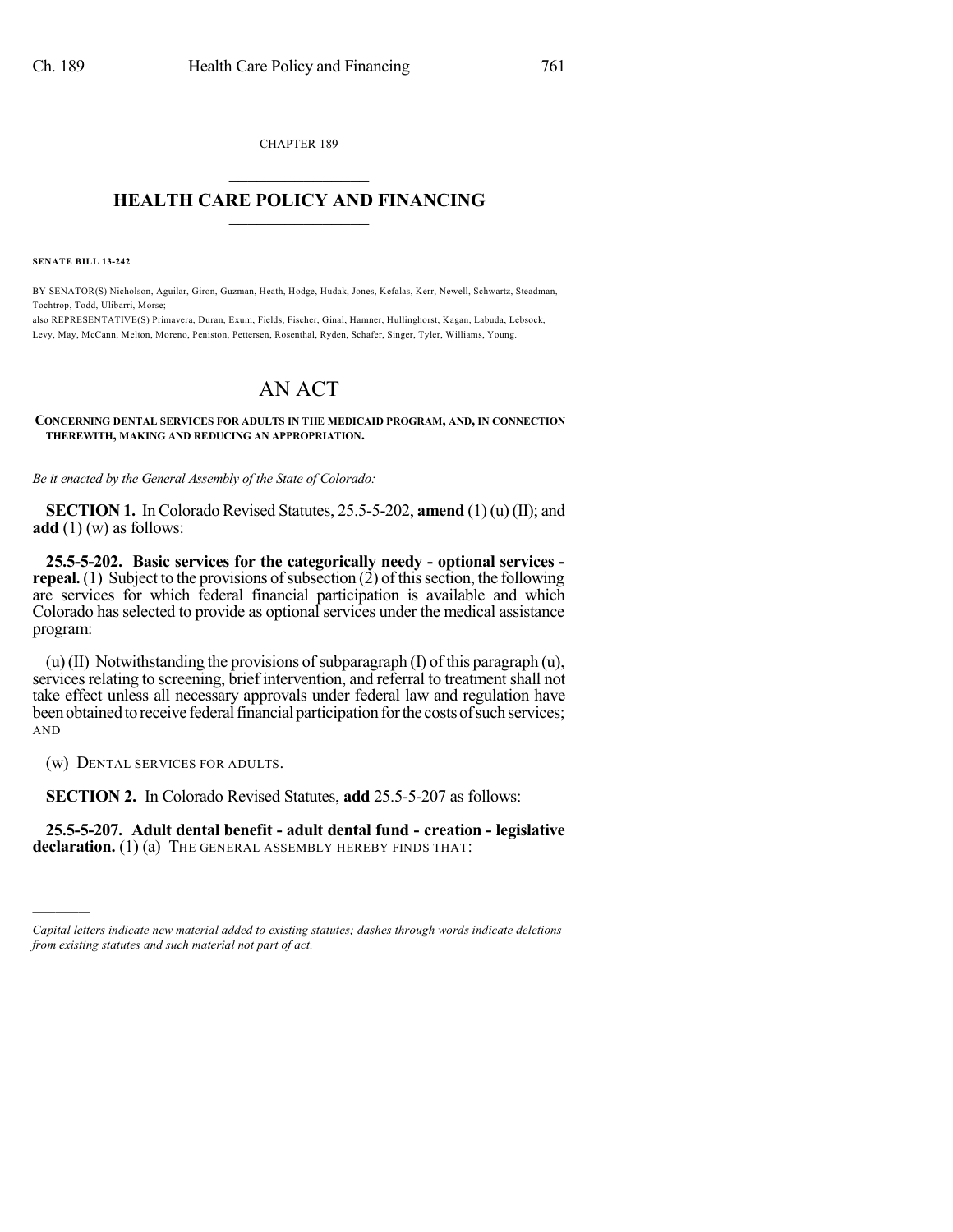CHAPTER 189

# HEALTH CARE POLICY AND FINANCING

**SENATE BILL 13-242**

BY SENATOR(S) Nicholson, Aguilar, Giron, Guzman, Heath, Hodge, Hudak, Jones, Kefalas, Kerr, Newell, Schwartz, Steadman, Tochtrop, Todd, Ulibarri, Morse;
also REPRESENTATIVE(S) Primavera, Duran, Exum, Fields, Fischer, Ginal, Hamner, Hullinghorst, Kagan, Labuda, Lebsock, Levy, May, McCann, Melton, Moreno, Peniston, Pettersen, Rosenthal, Ryden, Schafer, Singer, Tyler, Williams, Young.

# AN ACT

**CONCERNING DENTAL SERVICES FOR ADULTS IN THE MEDICAID PROGRAM, AND, IN CONNECTION THEREWITH, MAKING AND REDUCING AN APPROPRIATION.**

*Be it enacted by the General Assembly of the State of Colorado:*

**SECTION 1.** In Colorado Revised Statutes, 25.5-5-202, **amend** (1) (u) (II); and **add** (1) (w) as follows:

**25.5-5-202. Basic services for the categorically needy - optional services - repeal.** (1) Subject to the provisions of subsection (2) of this section, the following are services for which federal financial participation is available and which Colorado has selected to provide as optional services under the medical assistance program:

(u) (II) Notwithstanding the provisions of subparagraph (I) of this paragraph (u), services relating to screening, brief intervention, and referral to treatment shall not take effect unless all necessary approvals under federal law and regulation have been obtained to receive federal financial participation for the costs of such services; AND

(w) DENTAL SERVICES FOR ADULTS.

**SECTION 2.** In Colorado Revised Statutes, **add** 25.5-5-207 as follows:

**25.5-5-207. Adult dental benefit - adult dental fund - creation - legislative declaration.** (1) (a) THE GENERAL ASSEMBLY HEREBY FINDS THAT:

---

*Capital letters indicate new material added to existing statutes; dashes through words indicate deletions from existing statutes and such material not part of act.*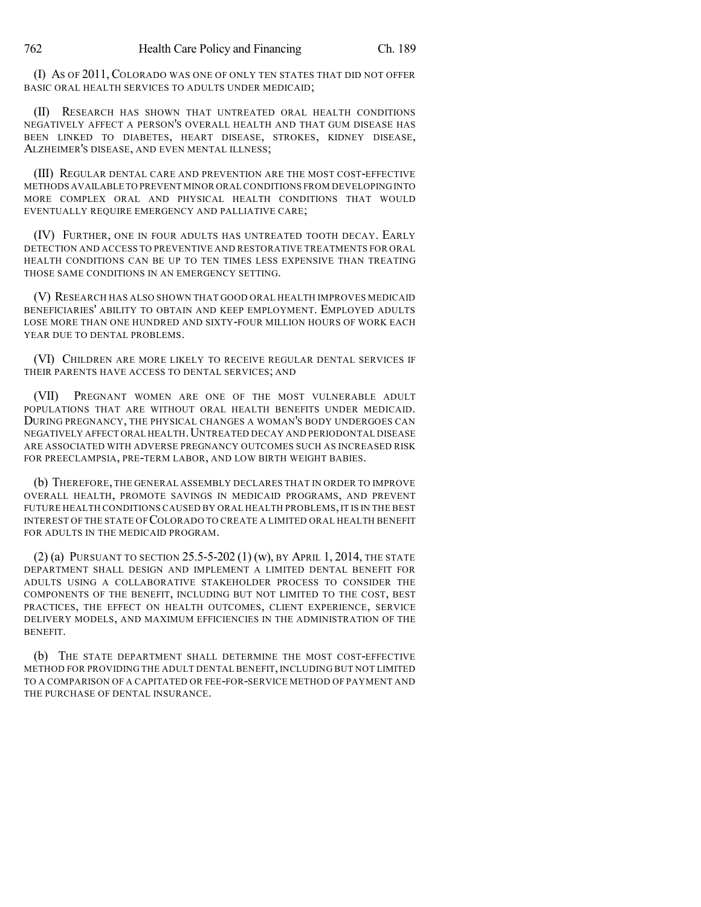(I) AS OF 2011, COLORADO WAS ONE OF ONLY TEN STATES THAT DID NOT OFFER BASIC ORAL HEALTH SERVICES TO ADULTS UNDER MEDICAID;

(II) RESEARCH HAS SHOWN THAT UNTREATED ORAL HEALTH CONDITIONS NEGATIVELY AFFECT A PERSON'S OVERALL HEALTH AND THAT GUM DISEASE HAS BEEN LINKED TO DIABETES, HEART DISEASE, STROKES, KIDNEY DISEASE, ALZHEIMER'S DISEASE, AND EVEN MENTAL ILLNESS;

(III) REGULAR DENTAL CARE AND PREVENTION ARE THE MOST COST-EFFECTIVE METHODS AVAILABLE TO PREVENT MINOR ORAL CONDITIONS FROM DEVELOPING INTO MORE COMPLEX ORAL AND PHYSICAL HEALTH CONDITIONS THAT WOULD EVENTUALLY REQUIRE EMERGENCY AND PALLIATIVE CARE;

(IV) FURTHER, ONE IN FOUR ADULTS HAS UNTREATED TOOTH DECAY. EARLY DETECTION AND ACCESS TO PREVENTIVE AND RESTORATIVE TREATMENTS FOR ORAL HEALTH CONDITIONS CAN BE UP TO TEN TIMES LESS EXPENSIVE THAN TREATING THOSE SAME CONDITIONS IN AN EMERGENCY SETTING.

(V) RESEARCH HAS ALSO SHOWN THAT GOOD ORAL HEALTH IMPROVES MEDICAID BENEFICIARIES' ABILITY TO OBTAIN AND KEEP EMPLOYMENT. EMPLOYED ADULTS LOSE MORE THAN ONE HUNDRED AND SIXTY-FOUR MILLION HOURS OF WORK EACH YEAR DUE TO DENTAL PROBLEMS.

(VI) CHILDREN ARE MORE LIKELY TO RECEIVE REGULAR DENTAL SERVICES IF THEIR PARENTS HAVE ACCESS TO DENTAL SERVICES; AND

(VII) PREGNANT WOMEN ARE ONE OF THE MOST VULNERABLE ADULT POPULATIONS THAT ARE WITHOUT ORAL HEALTH BENEFITS UNDER MEDICAID. DURING PREGNANCY, THE PHYSICAL CHANGES A WOMAN'S BODY UNDERGOES CAN NEGATIVELY AFFECT ORAL HEALTH. UNTREATED DECAY AND PERIODONTAL DISEASE ARE ASSOCIATED WITH ADVERSE PREGNANCY OUTCOMES SUCH AS INCREASED RISK FOR PREECLAMPSIA, PRE-TERM LABOR, AND LOW BIRTH WEIGHT BABIES.

(b) THEREFORE, THE GENERAL ASSEMBLY DECLARES THAT IN ORDER TO IMPROVE OVERALL HEALTH, PROMOTE SAVINGS IN MEDICAID PROGRAMS, AND PREVENT FUTURE HEALTH CONDITIONS CAUSED BY ORAL HEALTH PROBLEMS, IT IS IN THE BEST INTEREST OF THE STATE OF COLORADO TO CREATE A LIMITED ORAL HEALTH BENEFIT FOR ADULTS IN THE MEDICAID PROGRAM.

(2) (a) PURSUANT TO SECTION 25.5-5-202 (1) (w), BY APRIL 1, 2014, THE STATE DEPARTMENT SHALL DESIGN AND IMPLEMENT A LIMITED DENTAL BENEFIT FOR ADULTS USING A COLLABORATIVE STAKEHOLDER PROCESS TO CONSIDER THE COMPONENTS OF THE BENEFIT, INCLUDING BUT NOT LIMITED TO THE COST, BEST PRACTICES, THE EFFECT ON HEALTH OUTCOMES, CLIENT EXPERIENCE, SERVICE DELIVERY MODELS, AND MAXIMUM EFFICIENCIES IN THE ADMINISTRATION OF THE BENEFIT.

(b) THE STATE DEPARTMENT SHALL DETERMINE THE MOST COST-EFFECTIVE METHOD FOR PROVIDING THE ADULT DENTAL BENEFIT, INCLUDING BUT NOT LIMITED TO A COMPARISON OF A CAPITATED OR FEE-FOR-SERVICE METHOD OF PAYMENT AND THE PURCHASE OF DENTAL INSURANCE.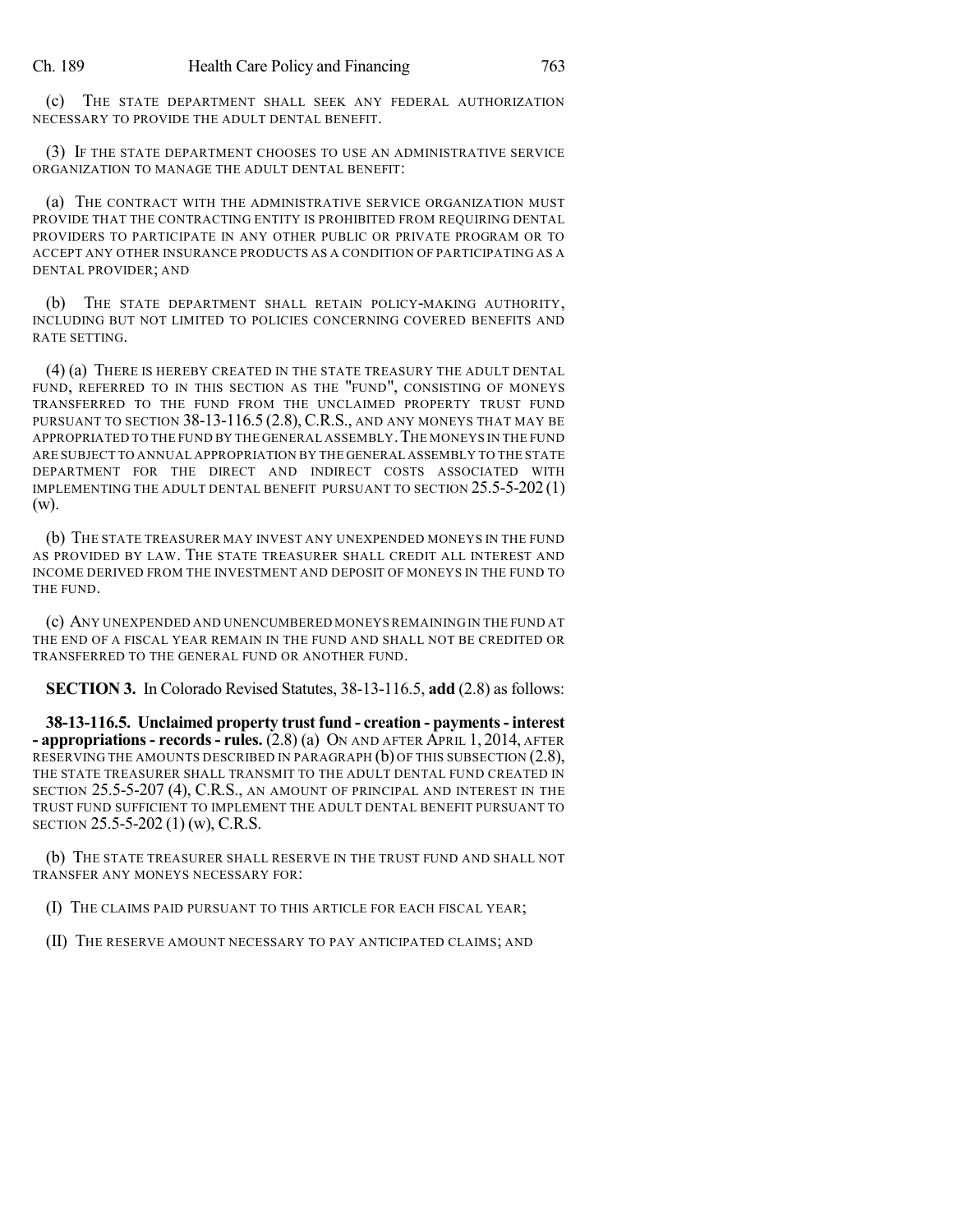(c) THE STATE DEPARTMENT SHALL SEEK ANY FEDERAL AUTHORIZATION NECESSARY TO PROVIDE THE ADULT DENTAL BENEFIT.

(3) IF THE STATE DEPARTMENT CHOOSES TO USE AN ADMINISTRATIVE SERVICE ORGANIZATION TO MANAGE THE ADULT DENTAL BENEFIT:

(a) THE CONTRACT WITH THE ADMINISTRATIVE SERVICE ORGANIZATION MUST PROVIDE THAT THE CONTRACTING ENTITY IS PROHIBITED FROM REQUIRING DENTAL PROVIDERS TO PARTICIPATE IN ANY OTHER PUBLIC OR PRIVATE PROGRAM OR TO ACCEPT ANY OTHER INSURANCE PRODUCTS AS A CONDITION OF PARTICIPATING AS A DENTAL PROVIDER; AND

(b) THE STATE DEPARTMENT SHALL RETAIN POLICY-MAKING AUTHORITY, INCLUDING BUT NOT LIMITED TO POLICIES CONCERNING COVERED BENEFITS AND RATE SETTING.

(4) (a) THERE IS HEREBY CREATED IN THE STATE TREASURY THE ADULT DENTAL FUND, REFERRED TO IN THIS SECTION AS THE "FUND", CONSISTING OF MONEYS TRANSFERRED TO THE FUND FROM THE UNCLAIMED PROPERTY TRUST FUND PURSUANT TO SECTION 38-13-116.5 (2.8), C.R.S., AND ANY MONEYS THAT MAY BE APPROPRIATED TO THE FUND BY THE GENERAL ASSEMBLY. THE MONEYS IN THE FUND ARE SUBJECT TO ANNUAL APPROPRIATION BY THE GENERAL ASSEMBLY TO THE STATE DEPARTMENT FOR THE DIRECT AND INDIRECT COSTS ASSOCIATED WITH IMPLEMENTING THE ADULT DENTAL BENEFIT PURSUANT TO SECTION 25.5-5-202 (1) (w).

(b) THE STATE TREASURER MAY INVEST ANY UNEXPENDED MONEYS IN THE FUND AS PROVIDED BY LAW. THE STATE TREASURER SHALL CREDIT ALL INTEREST AND INCOME DERIVED FROM THE INVESTMENT AND DEPOSIT OF MONEYS IN THE FUND TO THE FUND.

(c) ANY UNEXPENDED AND UNENCUMBERED MONEYS REMAINING IN THE FUND AT THE END OF A FISCAL YEAR REMAIN IN THE FUND AND SHALL NOT BE CREDITED OR TRANSFERRED TO THE GENERAL FUND OR ANOTHER FUND.

**SECTION 3.** In Colorado Revised Statutes, 38-13-116.5, **add** (2.8) as follows:

**38-13-116.5. Unclaimed property trust fund - creation - payments - interest - appropriations - records - rules.** (2.8) (a) ON AND AFTER APRIL 1, 2014, AFTER RESERVING THE AMOUNTS DESCRIBED IN PARAGRAPH (b) OF THIS SUBSECTION (2.8), THE STATE TREASURER SHALL TRANSMIT TO THE ADULT DENTAL FUND CREATED IN SECTION 25.5-5-207 (4), C.R.S., AN AMOUNT OF PRINCIPAL AND INTEREST IN THE TRUST FUND SUFFICIENT TO IMPLEMENT THE ADULT DENTAL BENEFIT PURSUANT TO SECTION 25.5-5-202 (1) (w), C.R.S.

(b) THE STATE TREASURER SHALL RESERVE IN THE TRUST FUND AND SHALL NOT TRANSFER ANY MONEYS NECESSARY FOR:

(I) THE CLAIMS PAID PURSUANT TO THIS ARTICLE FOR EACH FISCAL YEAR;

(II) THE RESERVE AMOUNT NECESSARY TO PAY ANTICIPATED CLAIMS; AND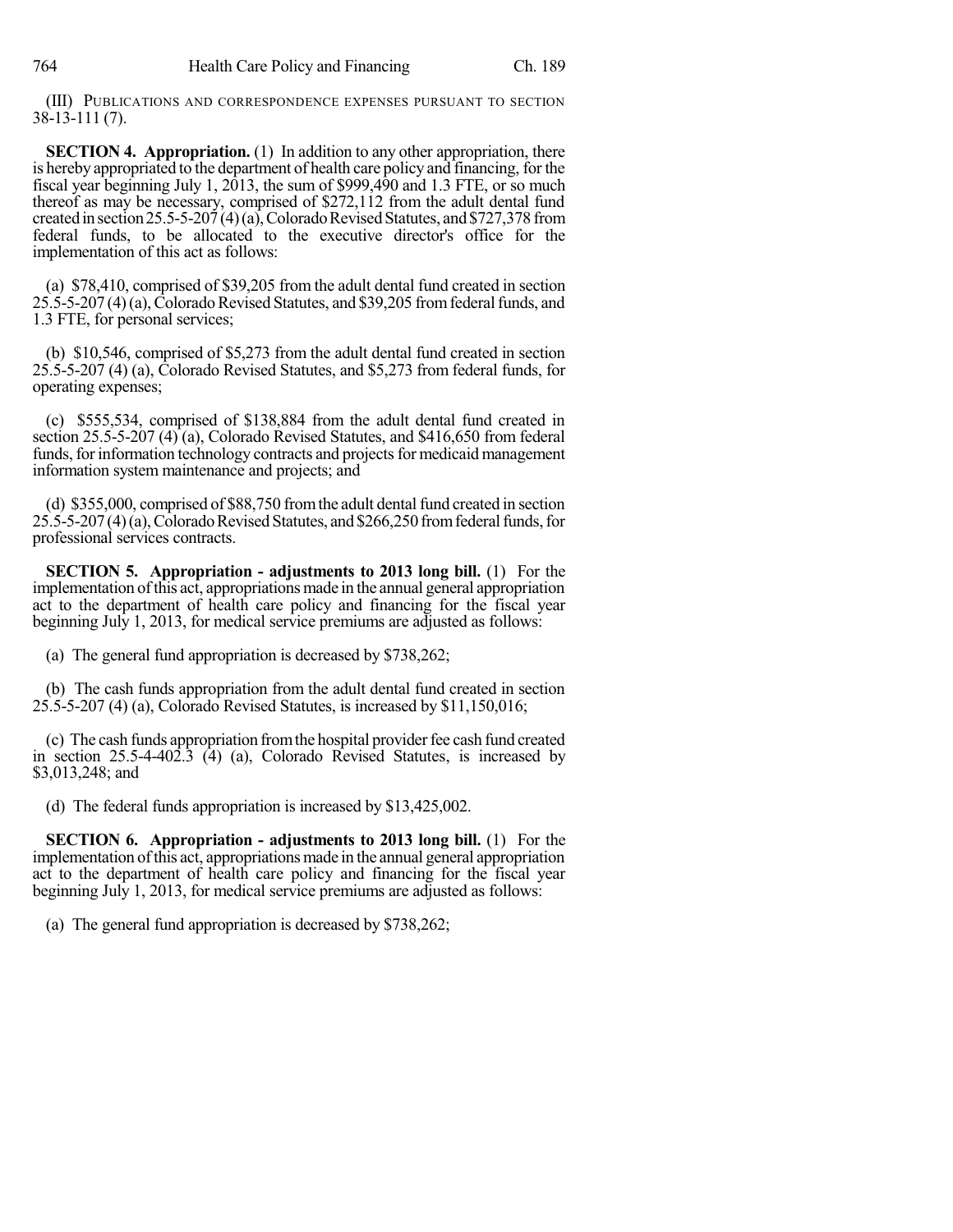(III) PUBLICATIONS AND CORRESPONDENCE EXPENSES PURSUANT TO SECTION 38-13-111 (7).

**SECTION 4. Appropriation.** (1) In addition to any other appropriation, there is hereby appropriated to the department of health care policy and financing, for the fiscal year beginning July 1, 2013, the sum of $999,490 and 1.3 FTE, or so much thereof as may be necessary, comprised of $272,112 from the adult dental fund created in section 25.5-5-207 (4) (a), Colorado Revised Statutes, and $727,378 from federal funds, to be allocated to the executive director's office for the implementation of this act as follows:

(a) $78,410, comprised of $39,205 from the adult dental fund created in section 25.5-5-207 (4) (a), Colorado Revised Statutes, and $39,205 from federal funds, and 1.3 FTE, for personal services;

(b) $10,546, comprised of $5,273 from the adult dental fund created in section 25.5-5-207 (4) (a), Colorado Revised Statutes, and $5,273 from federal funds, for operating expenses;

(c) $555,534, comprised of $138,884 from the adult dental fund created in section 25.5-5-207 (4) (a), Colorado Revised Statutes, and $416,650 from federal funds, for information technology contracts and projects for medicaid management information system maintenance and projects; and

(d) $355,000, comprised of $88,750 from the adult dental fund created in section 25.5-5-207 (4) (a), Colorado Revised Statutes, and $266,250 from federal funds, for professional services contracts.

**SECTION 5. Appropriation - adjustments to 2013 long bill.** (1) For the implementation of this act, appropriations made in the annual general appropriation act to the department of health care policy and financing for the fiscal year beginning July 1, 2013, for medical service premiums are adjusted as follows:

(a) The general fund appropriation is decreased by $738,262;

(b) The cash funds appropriation from the adult dental fund created in section 25.5-5-207 (4) (a), Colorado Revised Statutes, is increased by $11,150,016;

(c) The cash funds appropriation from the hospital provider fee cash fund created in section 25.5-4-402.3 (4) (a), Colorado Revised Statutes, is increased by $3,013,248; and

(d) The federal funds appropriation is increased by $13,425,002.

**SECTION 6. Appropriation - adjustments to 2013 long bill.** (1) For the implementation of this act, appropriations made in the annual general appropriation act to the department of health care policy and financing for the fiscal year beginning July 1, 2013, for medical service premiums are adjusted as follows:

(a) The general fund appropriation is decreased by $738,262;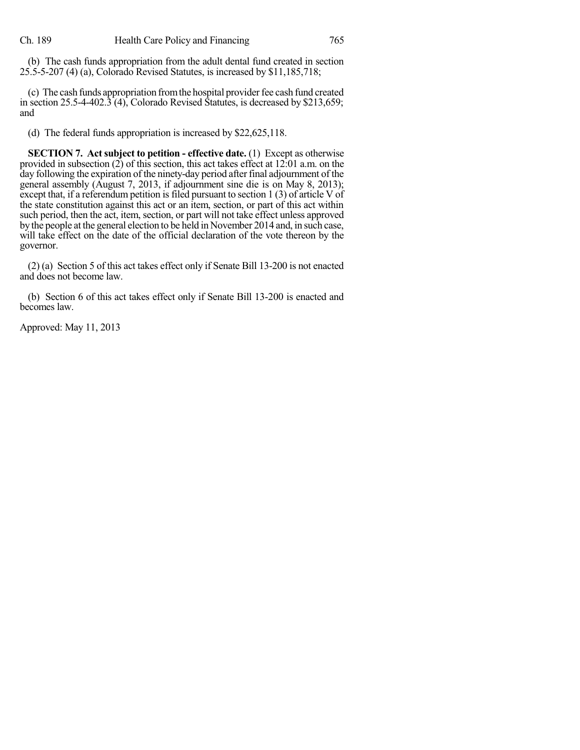(b) The cash funds appropriation from the adult dental fund created in section 25.5-5-207 (4) (a), Colorado Revised Statutes, is increased by $11,185,718;

(c) The cash funds appropriation from the hospital provider fee cash fund created in section 25.5-4-402.3 (4), Colorado Revised Statutes, is decreased by $213,659; and

(d) The federal funds appropriation is increased by $22,625,118.

**SECTION 7. Act subject to petition - effective date.** (1) Except as otherwise provided in subsection (2) of this section, this act takes effect at 12:01 a.m. on the day following the expiration of the ninety-day period after final adjournment of the general assembly (August 7, 2013, if adjournment sine die is on May 8, 2013); except that, if a referendum petition is filed pursuant to section 1 (3) of article V of the state constitution against this act or an item, section, or part of this act within such period, then the act, item, section, or part will not take effect unless approved by the people at the general election to be held in November 2014 and, in such case, will take effect on the date of the official declaration of the vote thereon by the governor.

(2) (a) Section 5 of this act takes effect only if Senate Bill 13-200 is not enacted and does not become law.

(b) Section 6 of this act takes effect only if Senate Bill 13-200 is enacted and becomes law.

Approved: May 11, 2013